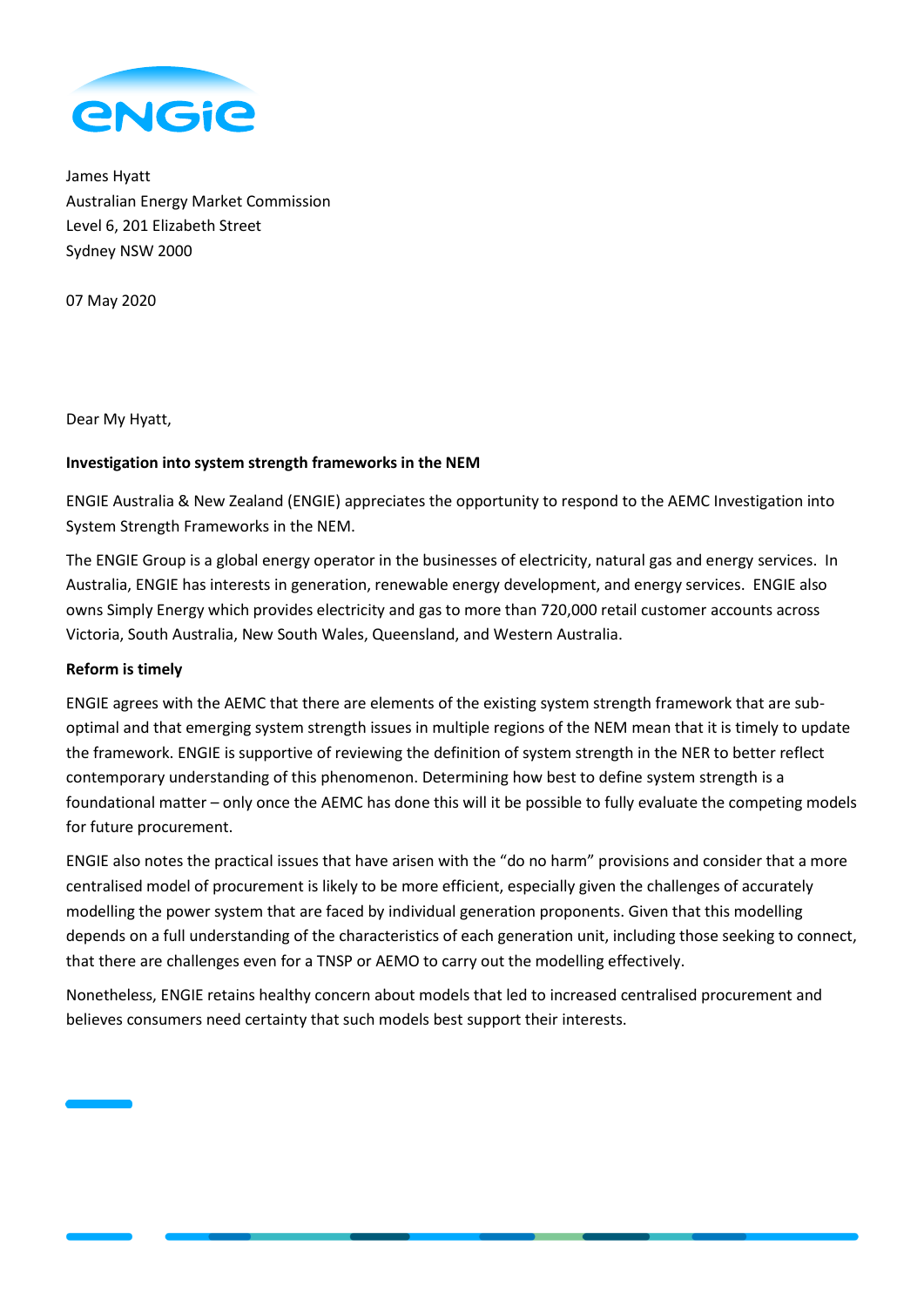James Hyatt
Australian Energy Market Commission
Level 6, 201 Elizabeth Street
Sydney NSW 2000

07 May 2020

Dear My Hyatt,

**Investigation into system strength frameworks in the NEM**

ENGIE Australia & New Zealand (ENGIE) appreciates the opportunity to respond to the AEMC Investigation into System Strength Frameworks in the NEM.

The ENGIE Group is a global energy operator in the businesses of electricity, natural gas and energy services. In Australia, ENGIE has interests in generation, renewable energy development, and energy services. ENGIE also owns Simply Energy which provides electricity and gas to more than 720,000 retail customer accounts across Victoria, South Australia, New South Wales, Queensland, and Western Australia.

**Reform is timely**

ENGIE agrees with the AEMC that there are elements of the existing system strength framework that are sub-optimal and that emerging system strength issues in multiple regions of the NEM mean that it is timely to update the framework. ENGIE is supportive of reviewing the definition of system strength in the NER to better reflect contemporary understanding of this phenomenon. Determining how best to define system strength is a foundational matter – only once the AEMC has done this will it be possible to fully evaluate the competing models for future procurement.

ENGIE also notes the practical issues that have arisen with the "do no harm" provisions and consider that a more centralised model of procurement is likely to be more efficient, especially given the challenges of accurately modelling the power system that are faced by individual generation proponents. Given that this modelling depends on a full understanding of the characteristics of each generation unit, including those seeking to connect, that there are challenges even for a TNSP or AEMO to carry out the modelling effectively.

Nonetheless, ENGIE retains healthy concern about models that led to increased centralised procurement and believes consumers need certainty that such models best support their interests.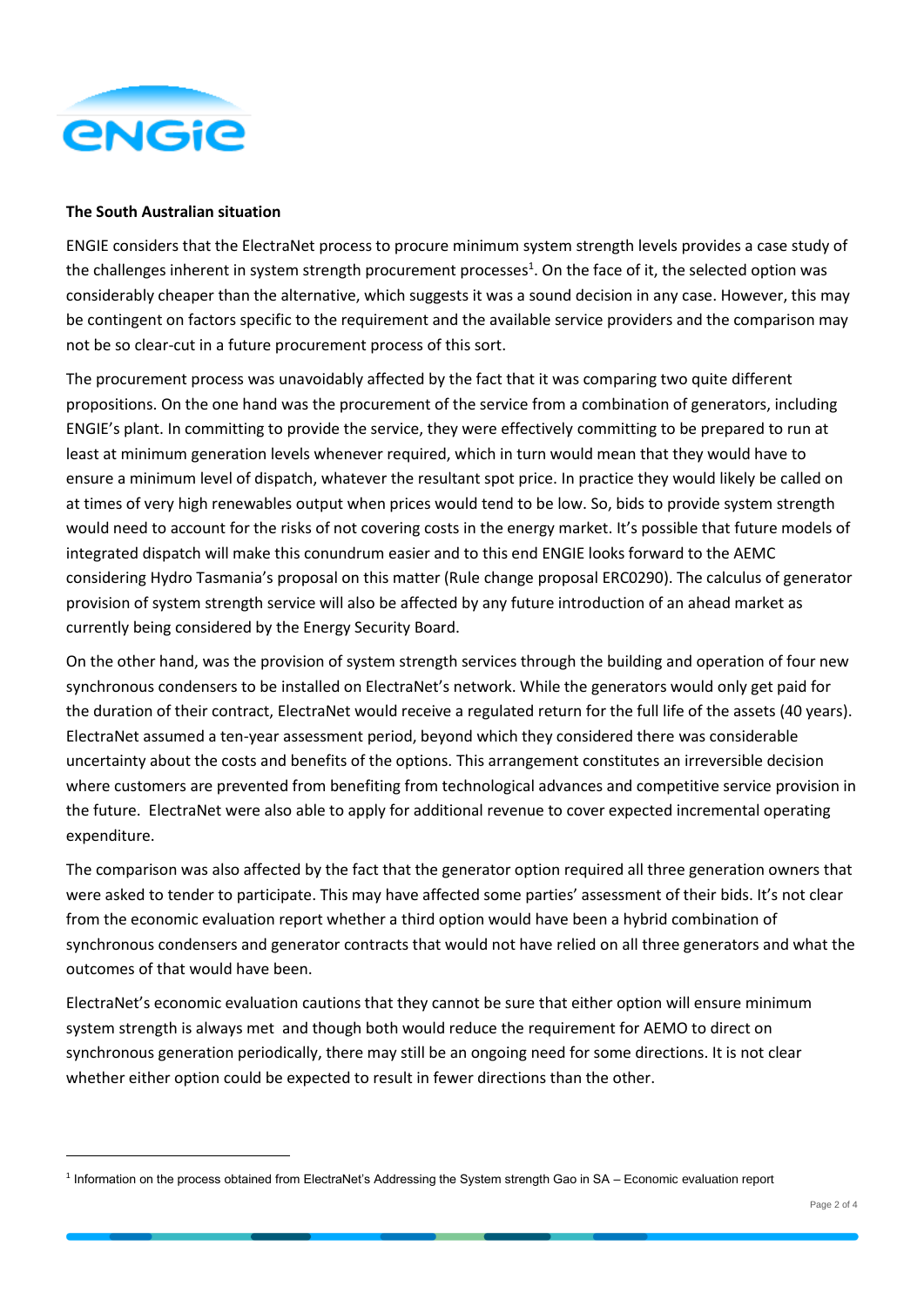**The South Australian situation**

ENGIE considers that the ElectraNet process to procure minimum system strength levels provides a case study of the challenges inherent in system strength procurement processes[1]. On the face of it, the selected option was considerably cheaper than the alternative, which suggests it was a sound decision in any case. However, this may be contingent on factors specific to the requirement and the available service providers and the comparison may not be so clear-cut in a future procurement process of this sort.

The procurement process was unavoidably affected by the fact that it was comparing two quite different propositions. On the one hand was the procurement of the service from a combination of generators, including ENGIE's plant. In committing to provide the service, they were effectively committing to be prepared to run at least at minimum generation levels whenever required, which in turn would mean that they would have to ensure a minimum level of dispatch, whatever the resultant spot price. In practice they would likely be called on at times of very high renewables output when prices would tend to be low. So, bids to provide system strength would need to account for the risks of not covering costs in the energy market. It's possible that future models of integrated dispatch will make this conundrum easier and to this end ENGIE looks forward to the AEMC considering Hydro Tasmania's proposal on this matter (Rule change proposal ERC0290). The calculus of generator provision of system strength service will also be affected by any future introduction of an ahead market as currently being considered by the Energy Security Board.

On the other hand, was the provision of system strength services through the building and operation of four new synchronous condensers to be installed on ElectraNet's network. While the generators would only get paid for the duration of their contract, ElectraNet would receive a regulated return for the full life of the assets (40 years). ElectraNet assumed a ten-year assessment period, beyond which they considered there was considerable uncertainty about the costs and benefits of the options. This arrangement constitutes an irreversible decision where customers are prevented from benefiting from technological advances and competitive service provision in the future. ElectraNet were also able to apply for additional revenue to cover expected incremental operating expenditure.

The comparison was also affected by the fact that the generator option required all three generation owners that were asked to tender to participate. This may have affected some parties' assessment of their bids. It's not clear from the economic evaluation report whether a third option would have been a hybrid combination of synchronous condensers and generator contracts that would not have relied on all three generators and what the outcomes of that would have been.

ElectraNet's economic evaluation cautions that they cannot be sure that either option will ensure minimum system strength is always met and though both would reduce the requirement for AEMO to direct on synchronous generation periodically, there may still be an ongoing need for some directions. It is not clear whether either option could be expected to result in fewer directions than the other.

---

[1] Information on the process obtained from ElectraNet's Addressing the System strength Gao in SA – Economic evaluation report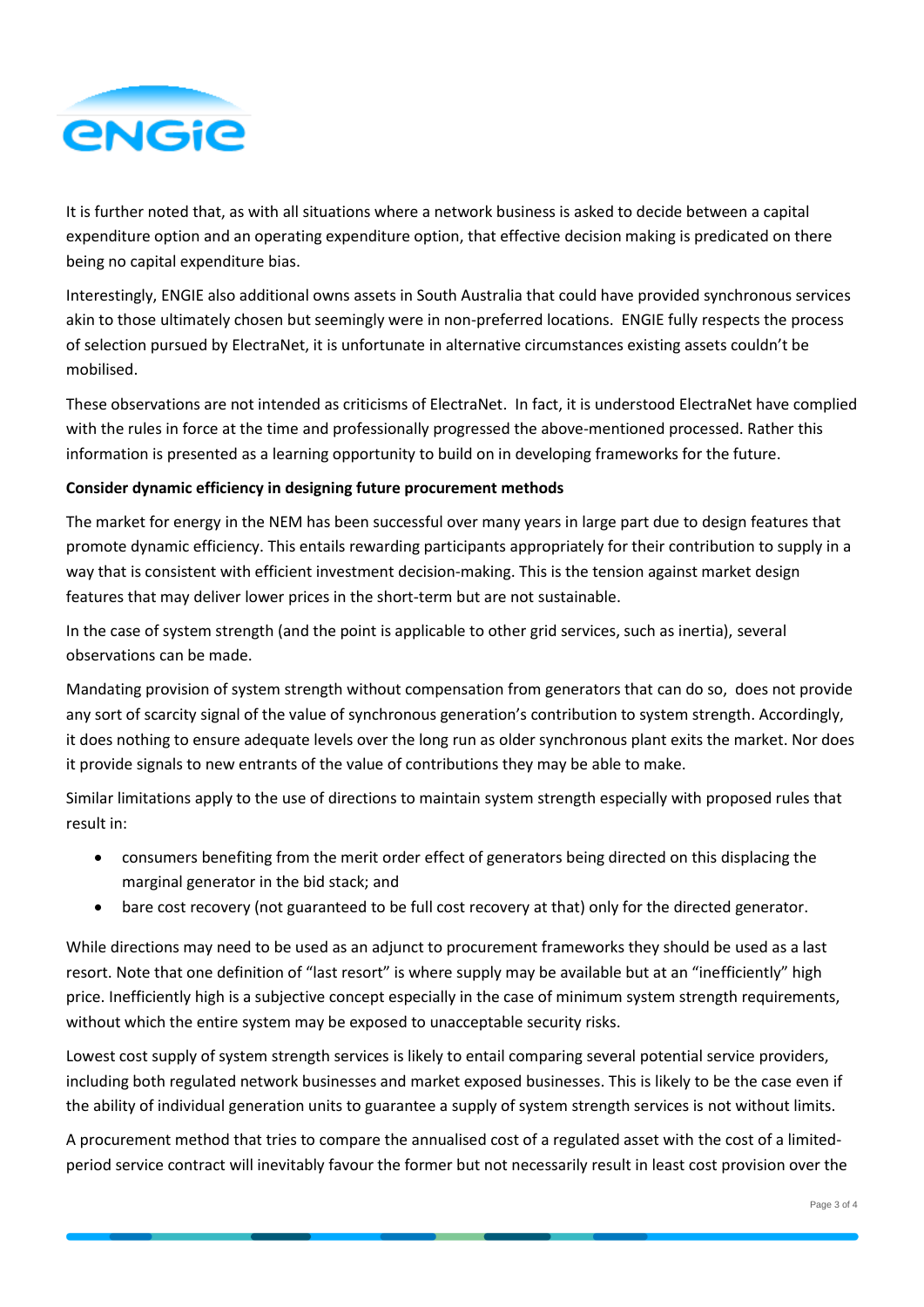It is further noted that, as with all situations where a network business is asked to decide between a capital expenditure option and an operating expenditure option, that effective decision making is predicated on there being no capital expenditure bias.

Interestingly, ENGIE also additional owns assets in South Australia that could have provided synchronous services akin to those ultimately chosen but seemingly were in non-preferred locations. ENGIE fully respects the process of selection pursued by ElectraNet, it is unfortunate in alternative circumstances existing assets couldn't be mobilised.

These observations are not intended as criticisms of ElectraNet. In fact, it is understood ElectraNet have complied with the rules in force at the time and professionally progressed the above-mentioned processed. Rather this information is presented as a learning opportunity to build on in developing frameworks for the future.

**Consider dynamic efficiency in designing future procurement methods**

The market for energy in the NEM has been successful over many years in large part due to design features that promote dynamic efficiency. This entails rewarding participants appropriately for their contribution to supply in a way that is consistent with efficient investment decision-making. This is the tension against market design features that may deliver lower prices in the short-term but are not sustainable.

In the case of system strength (and the point is applicable to other grid services, such as inertia), several observations can be made.

Mandating provision of system strength without compensation from generators that can do so, does not provide any sort of scarcity signal of the value of synchronous generation's contribution to system strength. Accordingly, it does nothing to ensure adequate levels over the long run as older synchronous plant exits the market. Nor does it provide signals to new entrants of the value of contributions they may be able to make.

Similar limitations apply to the use of directions to maintain system strength especially with proposed rules that result in:

- consumers benefiting from the merit order effect of generators being directed on this displacing the marginal generator in the bid stack; and
- bare cost recovery (not guaranteed to be full cost recovery at that) only for the directed generator.

While directions may need to be used as an adjunct to procurement frameworks they should be used as a last resort. Note that one definition of "last resort" is where supply may be available but at an "inefficiently" high price. Inefficiently high is a subjective concept especially in the case of minimum system strength requirements, without which the entire system may be exposed to unacceptable security risks.

Lowest cost supply of system strength services is likely to entail comparing several potential service providers, including both regulated network businesses and market exposed businesses. This is likely to be the case even if the ability of individual generation units to guarantee a supply of system strength services is not without limits.

A procurement method that tries to compare the annualised cost of a regulated asset with the cost of a limited-period service contract will inevitably favour the former but not necessarily result in least cost provision over the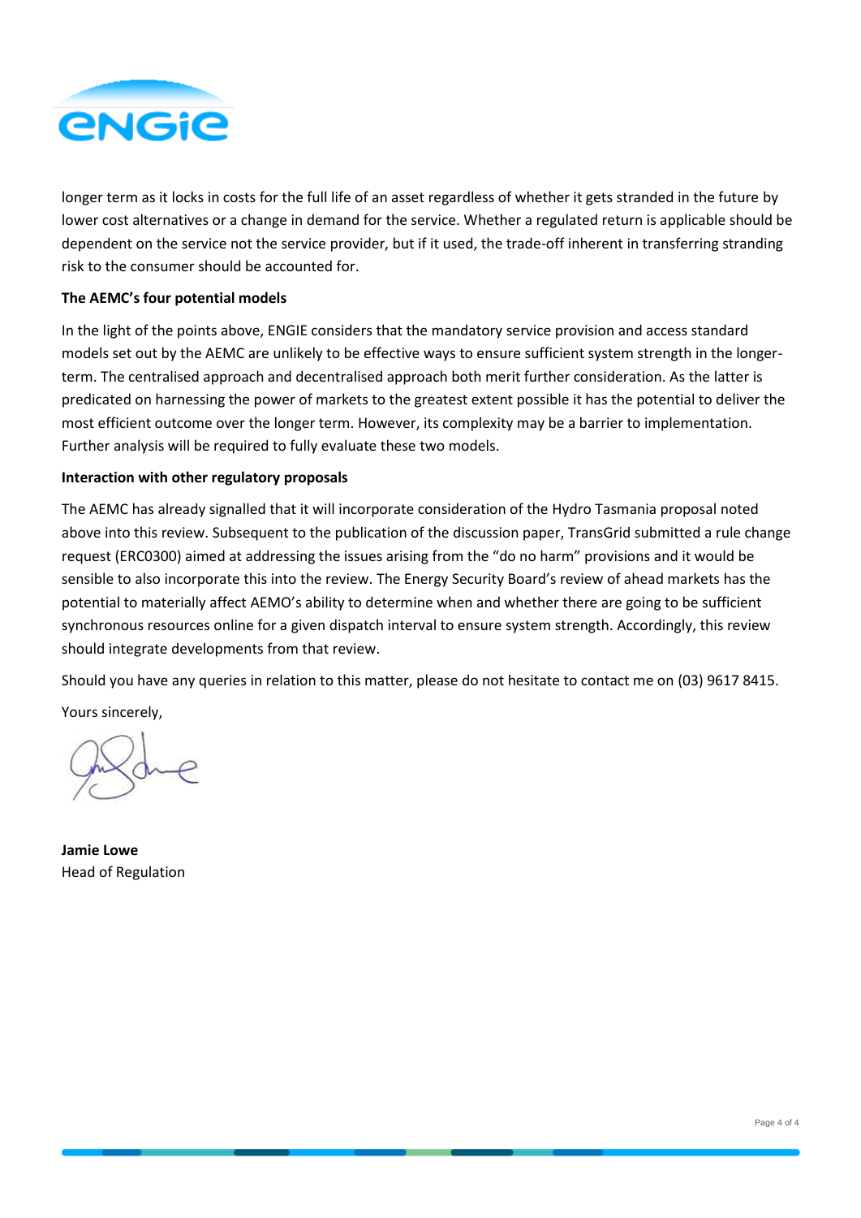longer term as it locks in costs for the full life of an asset regardless of whether it gets stranded in the future by lower cost alternatives or a change in demand for the service. Whether a regulated return is applicable should be dependent on the service not the service provider, but if it used, the trade-off inherent in transferring stranding risk to the consumer should be accounted for.

**The AEMC's four potential models**

In the light of the points above, ENGIE considers that the mandatory service provision and access standard models set out by the AEMC are unlikely to be effective ways to ensure sufficient system strength in the longer-term. The centralised approach and decentralised approach both merit further consideration. As the latter is predicated on harnessing the power of markets to the greatest extent possible it has the potential to deliver the most efficient outcome over the longer term. However, its complexity may be a barrier to implementation. Further analysis will be required to fully evaluate these two models.

**Interaction with other regulatory proposals**

The AEMC has already signalled that it will incorporate consideration of the Hydro Tasmania proposal noted above into this review. Subsequent to the publication of the discussion paper, TransGrid submitted a rule change request (ERC0300) aimed at addressing the issues arising from the "do no harm" provisions and it would be sensible to also incorporate this into the review. The Energy Security Board's review of ahead markets has the potential to materially affect AEMO's ability to determine when and whether there are going to be sufficient synchronous resources online for a given dispatch interval to ensure system strength. Accordingly, this review should integrate developments from that review.

Should you have any queries in relation to this matter, please do not hesitate to contact me on (03) 9617 8415.

Yours sincerely,

**Jamie Lowe**
Head of Regulation